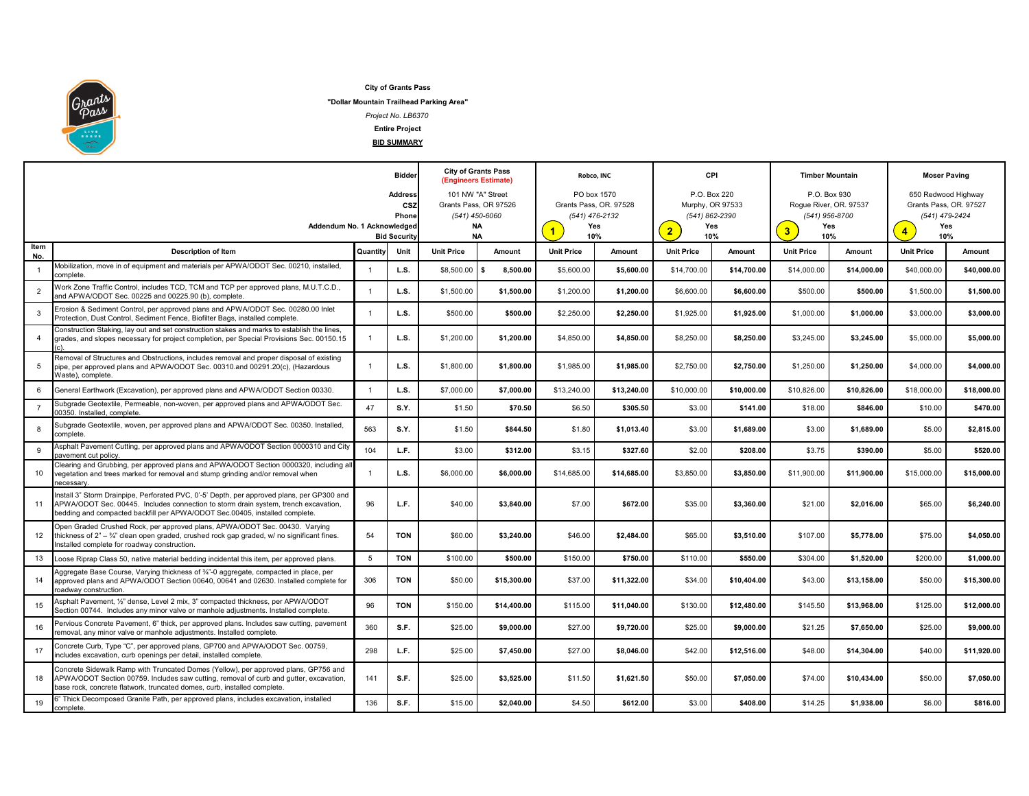**City of Grants Pass**

**"Dollar Mountain Trailhead Parking Area"**

*Project No. LB6370*

**Entire Project**

**BID SUMMARY**

| | | | **Bidder** | **City of Grants Pass (Engineers Estimate)** | | **Robco, INC** | | **CPI** | | **Timber Mountain** | | **Moser Paving** | |
|---|---|---|---|---|---|---|---|---|---|---|---|---|---|
| | | | **Address** | 101 NW "A" Street | | PO box 1570 | | P.O. Box 220 | | P.O. Box 930 | | 650 Redwood Highway | |
| | | | **CSZ** | Grants Pass, OR 97526 | | Grants Pass, OR. 97528 | | Murphy, OR 97533 | | Rogue River, OR. 97537 | | Grants Pass, OR. 97527 | |
| | | | **Phone** | *(541) 450-6060* | | *(541) 476-2132* | | *(541) 862-2390* | | *(541) 956-8700* | | *(541) 479-2424* | |
| | **Addendum No. 1 Acknowledged** | | | **NA** | | 1 **Yes** | | 2 **Yes** | | 3 **Yes** | | 4 **Yes** | |
| | | | **Bid Security** | **NA** | | **10%** | | **10%** | | **10%** | | **10%** | |
| **Item No.** | **Description of Item** | **Quantity** | **Unit** | **Unit Price** | **Amount** | **Unit Price** | **Amount** | **Unit Price** | **Amount** | **Unit Price** | **Amount** | **Unit Price** | **Amount** |
| 1 | Mobilization, move in of equipment and materials per APWA/ODOT Sec. 00210, installed, complete. | 1 | **L.S.** | $8,500.00 | **$ 8,500.00** | $5,600.00 | **$5,600.00** | $14,700.00 | **$14,700.00** | $14,000.00 | **$14,000.00** | $40,000.00 | **$40,000.00** |
| 2 | Work Zone Traffic Control, includes TCD, TCM and TCP per approved plans, M.U.T.C.D., and APWA/ODOT Sec. 00225 and 00225.90 (b), complete. | 1 | **L.S.** | $1,500.00 | **$1,500.00** | $1,200.00 | **$1,200.00** | $6,600.00 | **$6,600.00** | $500.00 | **$500.00** | $1,500.00 | **$1,500.00** |
| 3 | Erosion & Sediment Control, per approved plans and APWA/ODOT Sec. 00280.00 Inlet Protection, Dust Control, Sediment Fence, Biofilter Bags, installed complete. | 1 | **L.S.** | $500.00 | **$500.00** | $2,250.00 | **$2,250.00** | $1,925.00 | **$1,925.00** | $1,000.00 | **$1,000.00** | $3,000.00 | **$3,000.00** |
| 4 | Construction Staking, lay out and set construction stakes and marks to establish the lines, grades, and slopes necessary for project completion, per Special Provisions Sec. 00150.15 (c). | 1 | **L.S.** | $1,200.00 | **$1,200.00** | $4,850.00 | **$4,850.00** | $8,250.00 | **$8,250.00** | $3,245.00 | **$3,245.00** | $5,000.00 | **$5,000.00** |
| 5 | Removal of Structures and Obstructions, includes removal and proper disposal of existing pipe, per approved plans and APWA/ODOT Sec. 00310.and 00291.20(c), (Hazardous Waste), complete. | 1 | **L.S.** | $1,800.00 | **$1,800.00** | $1,985.00 | **$1,985.00** | $2,750.00 | **$2,750.00** | $1,250.00 | **$1,250.00** | $4,000.00 | **$4,000.00** |
| 6 | General Earthwork (Excavation), per approved plans and APWA/ODOT Section 00330. | 1 | **L.S.** | $7,000.00 | **$7,000.00** | $13,240.00 | **$13,240.00** | $10,000.00 | **$10,000.00** | $10,826.00 | **$10,826.00** | $18,000.00 | **$18,000.00** |
| 7 | Subgrade Geotextile, Permeable, non-woven, per approved plans and APWA/ODOT Sec. 00350. Installed, complete. | 47 | **S.Y.** | $1.50 | **$70.50** | $6.50 | **$305.50** | $3.00 | **$141.00** | $18.00 | **$846.00** | $10.00 | **$470.00** |
| 8 | Subgrade Geotextile, woven, per approved plans and APWA/ODOT Sec. 00350. Installed, complete. | 563 | **S.Y.** | $1.50 | **$844.50** | $1.80 | **$1,013.40** | $3.00 | **$1,689.00** | $3.00 | **$1,689.00** | $5.00 | **$2,815.00** |
| 9 | Asphalt Pavement Cutting, per approved plans and APWA/ODOT Section 0000310 and City pavement cut policy. | 104 | **L.F.** | $3.00 | **$312.00** | $3.15 | **$327.60** | $2.00 | **$208.00** | $3.75 | **$390.00** | $5.00 | **$520.00** |
| 10 | Clearing and Grubbing, per approved plans and APWA/ODOT Section 0000320, including all vegetation and trees marked for removal and stump grinding and/or removal when necessary. | 1 | **L.S.** | $6,000.00 | **$6,000.00** | $14,685.00 | **$14,685.00** | $3,850.00 | **$3,850.00** | $11,900.00 | **$11,900.00** | $15,000.00 | **$15,000.00** |
| 11 | Install 3" Storm Drainpipe, Perforated PVC, 0'-5' Depth, per approved plans, per GP300 and APWA/ODOT Section 00445. Includes connection to storm drain system, trench excavation, bedding and compacted backfill per APWA/ODOT Sec.00405, installed complete. | 96 | **L.F.** | $40.00 | **$3,840.00** | $7.00 | **$672.00** | $35.00 | **$3,360.00** | $21.00 | **$2,016.00** | $65.00 | **$6,240.00** |
| 12 | Open Graded Crushed Rock, per approved plans, APWA/ODOT Sec. 00430. Varying thickness of 2" – ¾" clean open graded, crushed rock gap graded, w/ no significant fines. Installed complete for roadway construction. | 54 | **TON** | $60.00 | **$3,240.00** | $46.00 | **$2,484.00** | $65.00 | **$3,510.00** | $107.00 | **$5,778.00** | $75.00 | **$4,050.00** |
| 13 | Loose Riprap Class 50, native material bedding incidental this item, per approved plans. | 5 | **TON** | $100.00 | **$500.00** | $150.00 | **$750.00** | $110.00 | **$550.00** | $304.00 | **$1,520.00** | $200.00 | **$1,000.00** |
| 14 | Aggregate Base Course, Varying thickness of ¾"-0 aggregate, compacted in place, per approved plans and APWA/ODOT Section 00640, 00641 and 02630. Installed complete for roadway construction. | 306 | **TON** | $50.00 | **$15,300.00** | $37.00 | **$11,322.00** | $34.00 | **$10,404.00** | $43.00 | **$13,158.00** | $50.00 | **$15,300.00** |
| 15 | Asphalt Pavement, ½" dense, Level 2 mix, 3" compacted thickness, per APWA/ODOT Section 00744. Includes any minor valve or manhole adjustments. Installed complete. | 96 | **TON** | $150.00 | **$14,400.00** | $115.00 | **$11,040.00** | $130.00 | **$12,480.00** | $145.50 | **$13,968.00** | $125.00 | **$12,000.00** |
| 16 | Pervious Concrete Pavement, 6" thick, per approved plans. Includes saw cutting, pavement removal, any minor valve or manhole adjustments. Installed complete. | 360 | **S.F.** | $25.00 | **$9,000.00** | $27.00 | **$9,720.00** | $25.00 | **$9,000.00** | $21.25 | **$7,650.00** | $25.00 | **$9,000.00** |
| 17 | Concrete Curb, Type "C", per approved plans, GP700 and APWA/ODOT Sec. 00759, includes excavation, curb openings per detail, installed complete. | 298 | **L.F.** | $25.00 | **$7,450.00** | $27.00 | **$8,046.00** | $42.00 | **$12,516.00** | $48.00 | **$14,304.00** | $40.00 | **$11,920.00** |
| 18 | Concrete Sidewalk Ramp with Truncated Domes (Yellow), per approved plans, GP756 and APWA/ODOT Section 00759. Includes saw cutting, removal of curb and gutter, excavation, base rock, concrete flatwork, truncated domes, curb, installed complete. | 141 | **S.F.** | $25.00 | **$3,525.00** | $11.50 | **$1,621.50** | $50.00 | **$7,050.00** | $74.00 | **$10,434.00** | $50.00 | **$7,050.00** |
| 19 | 6" Thick Decomposed Granite Path, per approved plans, includes excavation, installed complete. | 136 | **S.F.** | $15.00 | **$2,040.00** | $4.50 | **$612.00** | $3.00 | **$408.00** | $14.25 | **$1,938.00** | $6.00 | **$816.00** |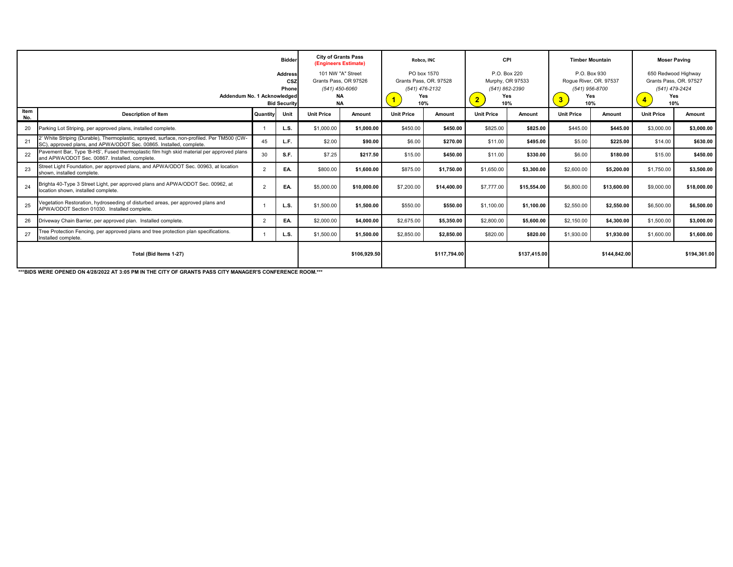| | | | Bidder | City of Grants Pass (Engineers Estimate) | | Robco, INC | | CPI | | Timber Mountain | | Moser Paving | |
|---|---|---|---|---|---|---|---|---|---|---|---|---|---|
| | | | Address | 101 NW "A" Street | | PO box 1570 | | P.O. Box 220 | | P.O. Box 930 | | 650 Redwood Highway | |
| | | | CSZ | Grants Pass, OR 97526 | | Grants Pass, OR. 97528 | | Murphy, OR 97533 | | Rogue River, OR. 97537 | | Grants Pass, OR. 97527 | |
| | | | Phone | (541) 450-6060 | | (541) 476-2132 | | (541) 862-2390 | | (541) 956-8700 | | (541) 479-2424 | |
| | Addendum No. 1 Acknowledged | | | NA | | 1 Yes | | 2 Yes | | 3 Yes | | 4 Yes | |
| | | | Bid Security | NA | | 10% | | 10% | | 10% | | 10% | |
| Item No. | Description of Item | Quantity | Unit | Unit Price | Amount | Unit Price | Amount | Unit Price | Amount | Unit Price | Amount | Unit Price | Amount |
| 20 | Parking Lot Striping, per approved plans, installed complete. | 1 | L.S. | $1,000.00 | **$1,000.00** | $450.00 | **$450.00** | $825.00 | **$825.00** | $445.00 | **$445.00** | $3,000.00 | **$3,000.00** |
| 21 | 2' White Striping (Durable), Thermoplastic, sprayed, surface, non-profiled. Per TM500 (CW-SC), approved plans, and APWA/ODOT Sec. 00865. Installed, complete. | 45 | L.F. | $2.00 | **$90.00** | $6.00 | **$270.00** | $11.00 | **$495.00** | $5.00 | **$225.00** | $14.00 | **$630.00** |
| 22 | Pavement Bar, Type 'B-HS', Fused thermoplastic film high skid material per approved plans and APWA/ODOT Sec. 00867. Installed, complete. | 30 | S.F. | $7.25 | **$217.50** | $15.00 | **$450.00** | $11.00 | **$330.00** | $6.00 | **$180.00** | $15.00 | **$450.00** |
| 23 | Street Light Foundation, per approved plans, and APWA/ODOT Sec. 00963, at location shown, installed complete. | 2 | EA. | $800.00 | **$1,600.00** | $875.00 | **$1,750.00** | $1,650.00 | **$3,300.00** | $2,600.00 | **$5,200.00** | $1,750.00 | **$3,500.00** |
| 24 | Brighta 40-Type 3 Street Light, per approved plans and APWA/ODOT Sec. 00962, at location shown, installed complete. | 2 | EA. | $5,000.00 | **$10,000.00** | $7,200.00 | **$14,400.00** | $7,777.00 | **$15,554.00** | $6,800.00 | **$13,600.00** | $9,000.00 | **$18,000.00** |
| 25 | Vegetation Restoration, hydroseeding of disturbed areas, per approved plans and APWA/ODOT Section 01030. Installed complete. | 1 | L.S. | $1,500.00 | **$1,500.00** | $550.00 | **$550.00** | $1,100.00 | **$1,100.00** | $2,550.00 | **$2,550.00** | $6,500.00 | **$6,500.00** |
| 26 | Driveway Chain Barrier, per approved plan. Installed complete. | 2 | EA. | $2,000.00 | **$4,000.00** | $2,675.00 | **$5,350.00** | $2,800.00 | **$5,600.00** | $2,150.00 | **$4,300.00** | $1,500.00 | **$3,000.00** |
| 27 | Tree Protection Fencing, per approved plans and tree protection plan specifications. Installed complete. | 1 | L.S. | $1,500.00 | **$1,500.00** | $2,850.00 | **$2,850.00** | $820.00 | **$820.00** | $1,930.00 | **$1,930.00** | $1,600.00 | **$1,600.00** |
| | **Total (Bid Items 1-27)** | | | | **$106,929.50** | | **$117,794.00** | | **$137,415.00** | | **$144,842.00** | | **$194,361.00** |

***BIDS WERE OPENED ON 4/28/2022 AT 3:05 PM IN THE CITY OF GRANTS PASS CITY MANAGER'S CONFERENCE ROOM.***